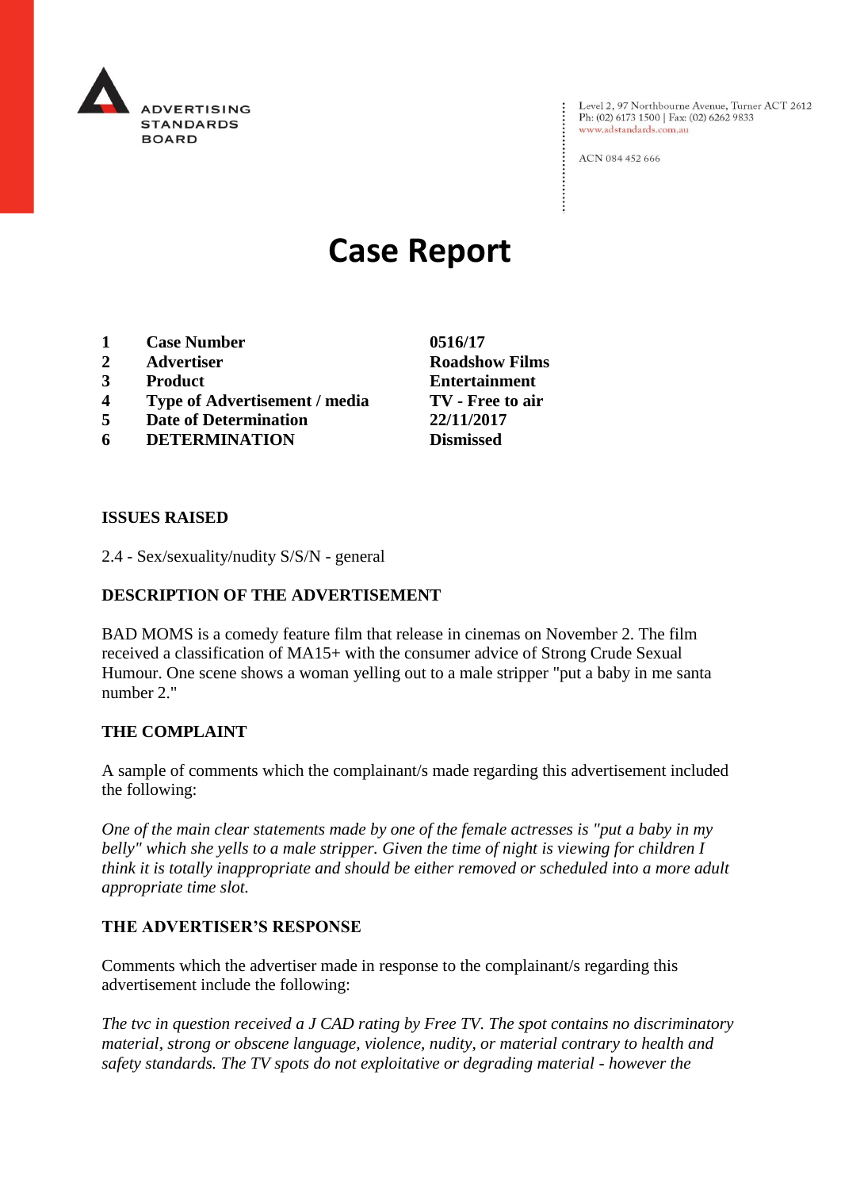ADVERTISING STANDARDS BOARD

Level 2, 97 Northbourne Avenue, Turner ACT 2612
Ph: (02) 6173 1500 | Fax: (02) 6262 9833
www.adstandards.com.au

ACN 084 452 666

# Case Report

| | | |
|---|---|---|
| **1** | **Case Number** | **0516/17** |
| **2** | **Advertiser** | **Roadshow Films** |
| **3** | **Product** | **Entertainment** |
| **4** | **Type of Advertisement / media** | **TV - Free to air** |
| **5** | **Date of Determination** | **22/11/2017** |
| **6** | **DETERMINATION** | **Dismissed** |

**ISSUES RAISED**

2.4 - Sex/sexuality/nudity S/S/N - general

**DESCRIPTION OF THE ADVERTISEMENT**

BAD MOMS is a comedy feature film that release in cinemas on November 2. The film received a classification of MA15+ with the consumer advice of Strong Crude Sexual Humour. One scene shows a woman yelling out to a male stripper "put a baby in me santa number 2."

**THE COMPLAINT**

A sample of comments which the complainant/s made regarding this advertisement included the following:

*One of the main clear statements made by one of the female actresses is "put a baby in my belly" which she yells to a male stripper. Given the time of night is viewing for children I think it is totally inappropriate and should be either removed or scheduled into a more adult appropriate time slot.*

**THE ADVERTISER'S RESPONSE**

Comments which the advertiser made in response to the complainant/s regarding this advertisement include the following:

*The tvc in question received a J CAD rating by Free TV. The spot contains no discriminatory material, strong or obscene language, violence, nudity, or material contrary to health and safety standards. The TV spots do not exploitative or degrading material - however the*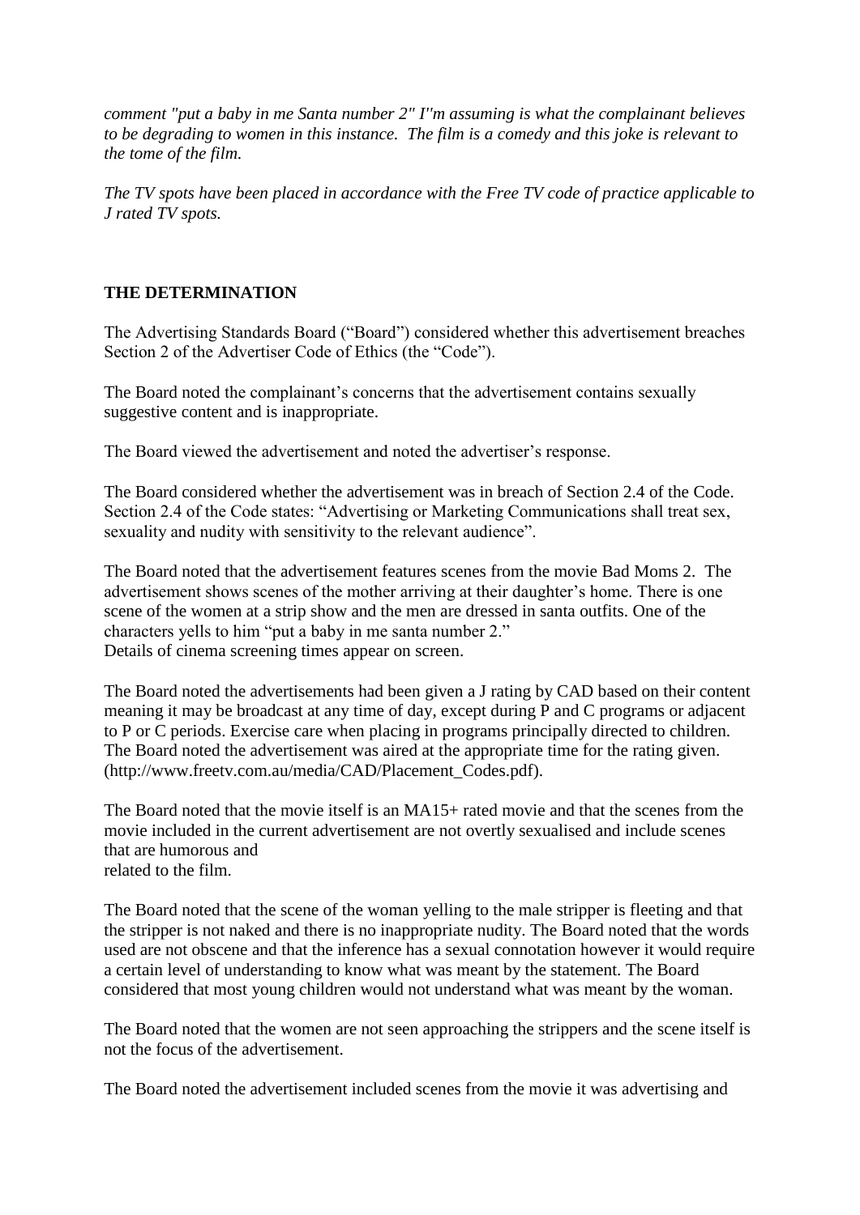*comment "put a baby in me Santa number 2" I''m assuming is what the complainant believes to be degrading to women in this instance. The film is a comedy and this joke is relevant to the tome of the film.*

*The TV spots have been placed in accordance with the Free TV code of practice applicable to J rated TV spots.*

**THE DETERMINATION**

The Advertising Standards Board ("Board") considered whether this advertisement breaches Section 2 of the Advertiser Code of Ethics (the "Code").

The Board noted the complainant's concerns that the advertisement contains sexually suggestive content and is inappropriate.

The Board viewed the advertisement and noted the advertiser's response.

The Board considered whether the advertisement was in breach of Section 2.4 of the Code. Section 2.4 of the Code states: "Advertising or Marketing Communications shall treat sex, sexuality and nudity with sensitivity to the relevant audience".

The Board noted that the advertisement features scenes from the movie Bad Moms 2. The advertisement shows scenes of the mother arriving at their daughter's home. There is one scene of the women at a strip show and the men are dressed in santa outfits. One of the characters yells to him "put a baby in me santa number 2."
Details of cinema screening times appear on screen.

The Board noted the advertisements had been given a J rating by CAD based on their content meaning it may be broadcast at any time of day, except during P and C programs or adjacent to P or C periods. Exercise care when placing in programs principally directed to children. The Board noted the advertisement was aired at the appropriate time for the rating given. (http://www.freetv.com.au/media/CAD/Placement_Codes.pdf).

The Board noted that the movie itself is an MA15+ rated movie and that the scenes from the movie included in the current advertisement are not overtly sexualised and include scenes that are humorous and
related to the film.

The Board noted that the scene of the woman yelling to the male stripper is fleeting and that the stripper is not naked and there is no inappropriate nudity. The Board noted that the words used are not obscene and that the inference has a sexual connotation however it would require a certain level of understanding to know what was meant by the statement. The Board considered that most young children would not understand what was meant by the woman.

The Board noted that the women are not seen approaching the strippers and the scene itself is not the focus of the advertisement.

The Board noted the advertisement included scenes from the movie it was advertising and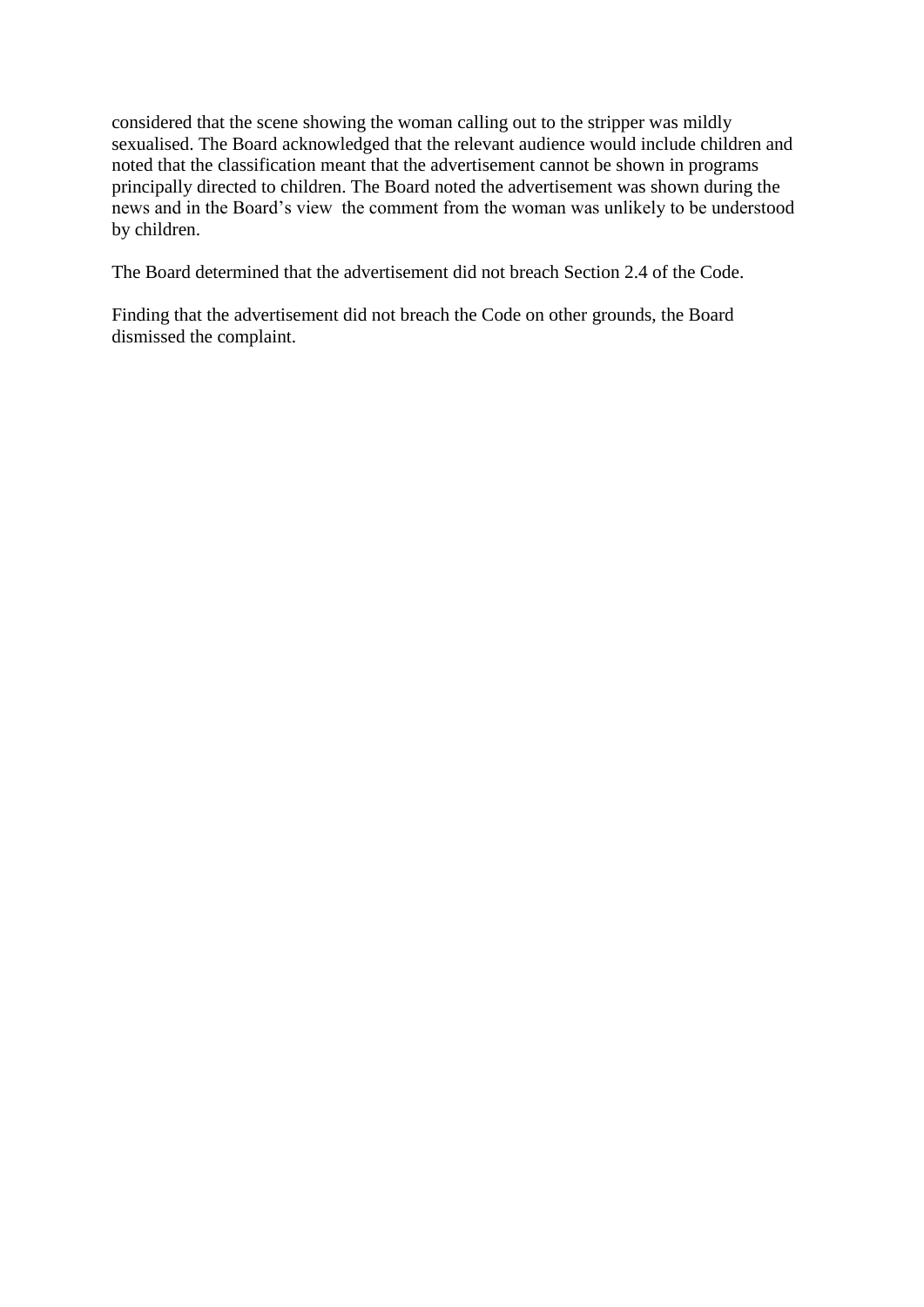considered that the scene showing the woman calling out to the stripper was mildly sexualised. The Board acknowledged that the relevant audience would include children and noted that the classification meant that the advertisement cannot be shown in programs principally directed to children. The Board noted the advertisement was shown during the news and in the Board's view the comment from the woman was unlikely to be understood by children.

The Board determined that the advertisement did not breach Section 2.4 of the Code.

Finding that the advertisement did not breach the Code on other grounds, the Board dismissed the complaint.